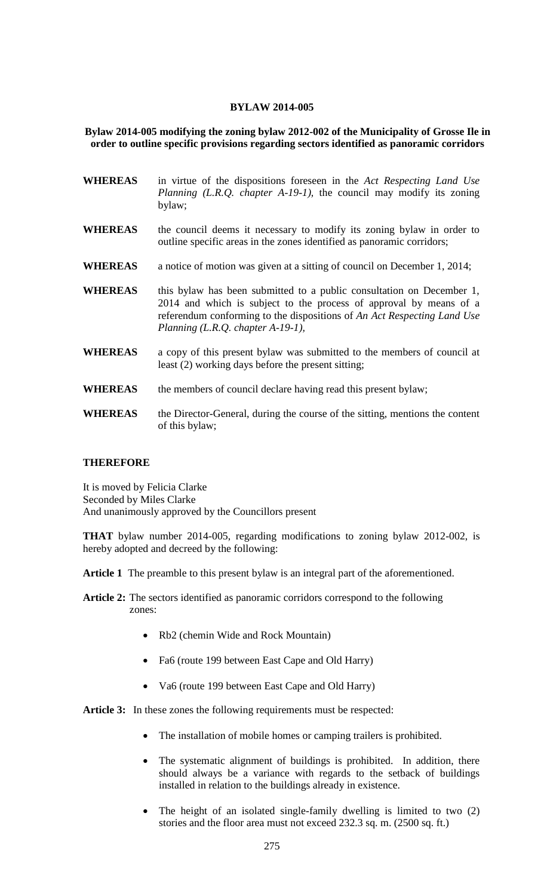**BYLAW 2014-005**

**Bylaw 2014-005 modifying the zoning bylaw 2012-002 of the Municipality of Grosse Ile in order to outline specific provisions regarding sectors identified as panoramic corridors**

**WHEREAS** in virtue of the dispositions foreseen in the *Act Respecting Land Use Planning (L.R.Q. chapter A-19-1),* the council may modify its zoning bylaw;

**WHEREAS** the council deems it necessary to modify its zoning bylaw in order to outline specific areas in the zones identified as panoramic corridors;

**WHEREAS** a notice of motion was given at a sitting of council on December 1, 2014;

**WHEREAS** this bylaw has been submitted to a public consultation on December 1, 2014 and which is subject to the process of approval by means of a referendum conforming to the dispositions of *An Act Respecting Land Use Planning (L.R.Q. chapter A-19-1),*

**WHEREAS** a copy of this present bylaw was submitted to the members of council at least (2) working days before the present sitting;

**WHEREAS** the members of council declare having read this present bylaw;

**WHEREAS** the Director-General, during the course of the sitting, mentions the content of this bylaw;

**THEREFORE**

It is moved by Felicia Clarke
Seconded by Miles Clarke
And unanimously approved by the Councillors present

**THAT** bylaw number 2014-005, regarding modifications to zoning bylaw 2012-002, is hereby adopted and decreed by the following:

**Article 1** The preamble to this present bylaw is an integral part of the aforementioned.

**Article 2:** The sectors identified as panoramic corridors correspond to the following zones:

- Rb2 (chemin Wide and Rock Mountain)
- Fa6 (route 199 between East Cape and Old Harry)
- Va6 (route 199 between East Cape and Old Harry)

**Article 3:** In these zones the following requirements must be respected:

- The installation of mobile homes or camping trailers is prohibited.
- The systematic alignment of buildings is prohibited. In addition, there should always be a variance with regards to the setback of buildings installed in relation to the buildings already in existence.
- The height of an isolated single-family dwelling is limited to two (2) stories and the floor area must not exceed 232.3 sq. m. (2500 sq. ft.)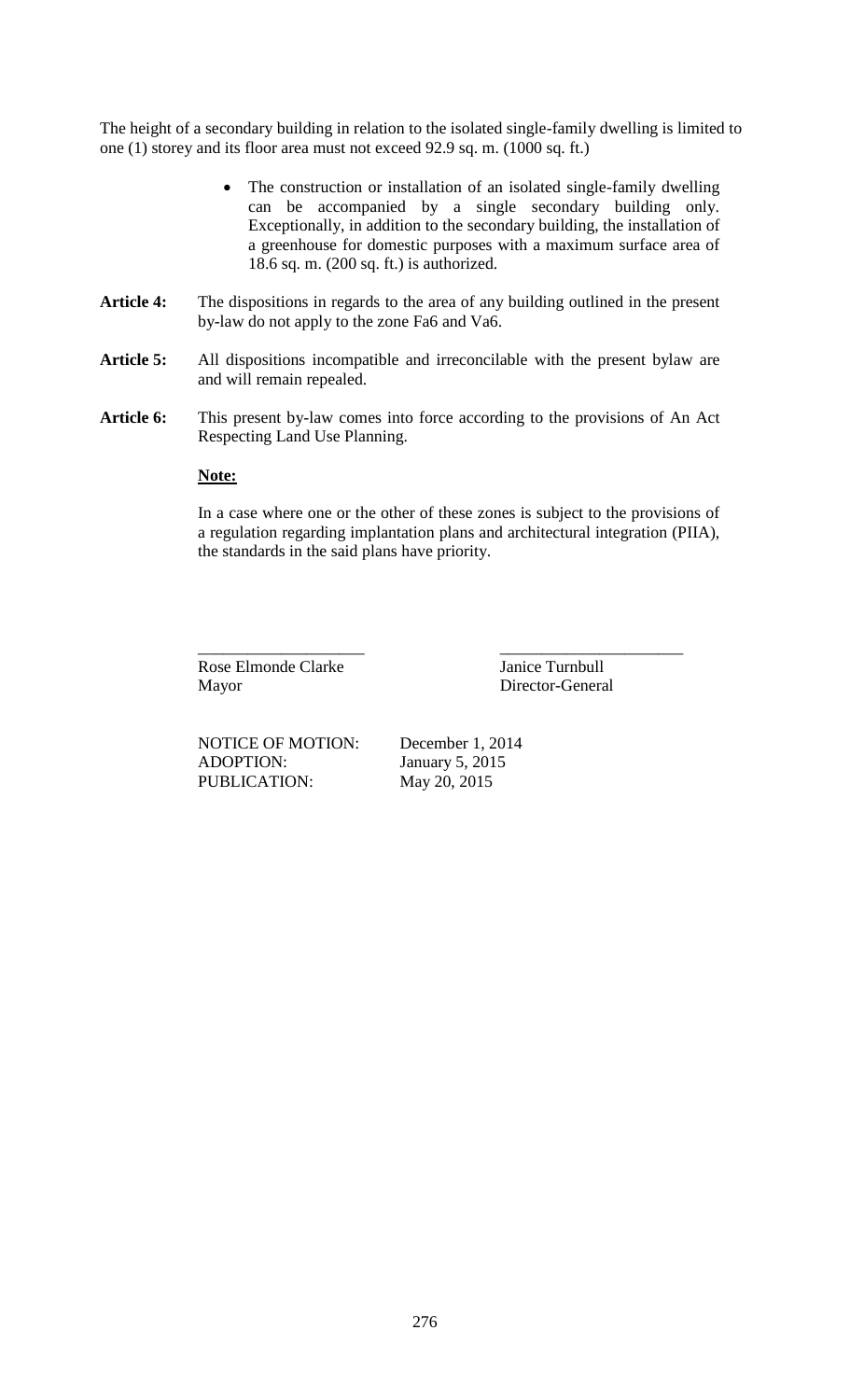The height of a secondary building in relation to the isolated single-family dwelling is limited to one (1) storey and its floor area must not exceed 92.9 sq. m. (1000 sq. ft.)

- The construction or installation of an isolated single-family dwelling can be accompanied by a single secondary building only. Exceptionally, in addition to the secondary building, the installation of a greenhouse for domestic purposes with a maximum surface area of 18.6 sq. m. (200 sq. ft.) is authorized.

**Article 4:** The dispositions in regards to the area of any building outlined in the present by-law do not apply to the zone Fa6 and Va6.

**Article 5:** All dispositions incompatible and irreconcilable with the present bylaw are and will remain repealed.

**Article 6:** This present by-law comes into force according to the provisions of An Act Respecting Land Use Planning.

**Note:**

In a case where one or the other of these zones is subject to the provisions of a regulation regarding implantation plans and architectural integration (PIIA), the standards in the said plans have priority.

\_\_\_\_\_\_\_\_\_\_\_\_\_\_\_\_\_\_\_\_ \_\_\_\_\_\_\_\_\_\_\_\_\_\_\_\_\_\_\_\_\_\_

Rose Elmonde Clarke — Mayor

Janice Turnbull — Director-General

NOTICE OF MOTION: December 1, 2014
ADOPTION: January 5, 2015
PUBLICATION: May 20, 2015